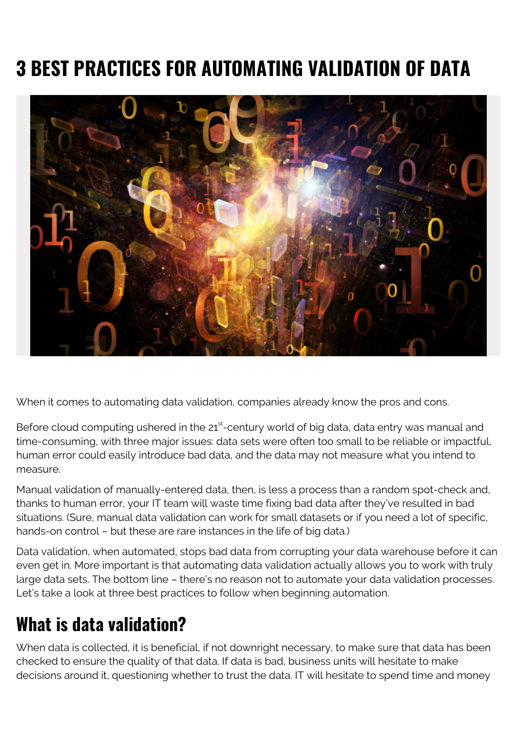# 3 BEST PRACTICES FOR AUTOMATING VALIDATION OF DATA

When it comes to automating data validation, companies already know the pros and cons.

Before cloud computing ushered in the 21st-century world of big data, data entry was manual and time-consuming, with three major issues: data sets were often too small to be reliable or impactful, human error could easily introduce bad data, and the data may not measure what you intend to measure.

Manual validation of manually-entered data, then, is less a process than a random spot-check and, thanks to human error, your IT team will waste time fixing bad data after they've resulted in bad situations. (Sure, manual data validation can work for small datasets or if you need a lot of specific, hands-on control – but these are rare instances in the life of big data.)

Data validation, when automated, stops bad data from corrupting your data warehouse before it can even get in. More important is that automating data validation actually allows you to work with truly large data sets. The bottom line – there's no reason not to automate your data validation processes. Let's take a look at three best practices to follow when beginning automation.

## What is data validation?

When data is collected, it is beneficial, if not downright necessary, to make sure that data has been checked to ensure the quality of that data. If data is bad, business units will hesitate to make decisions around it, questioning whether to trust the data. IT will hesitate to spend time and money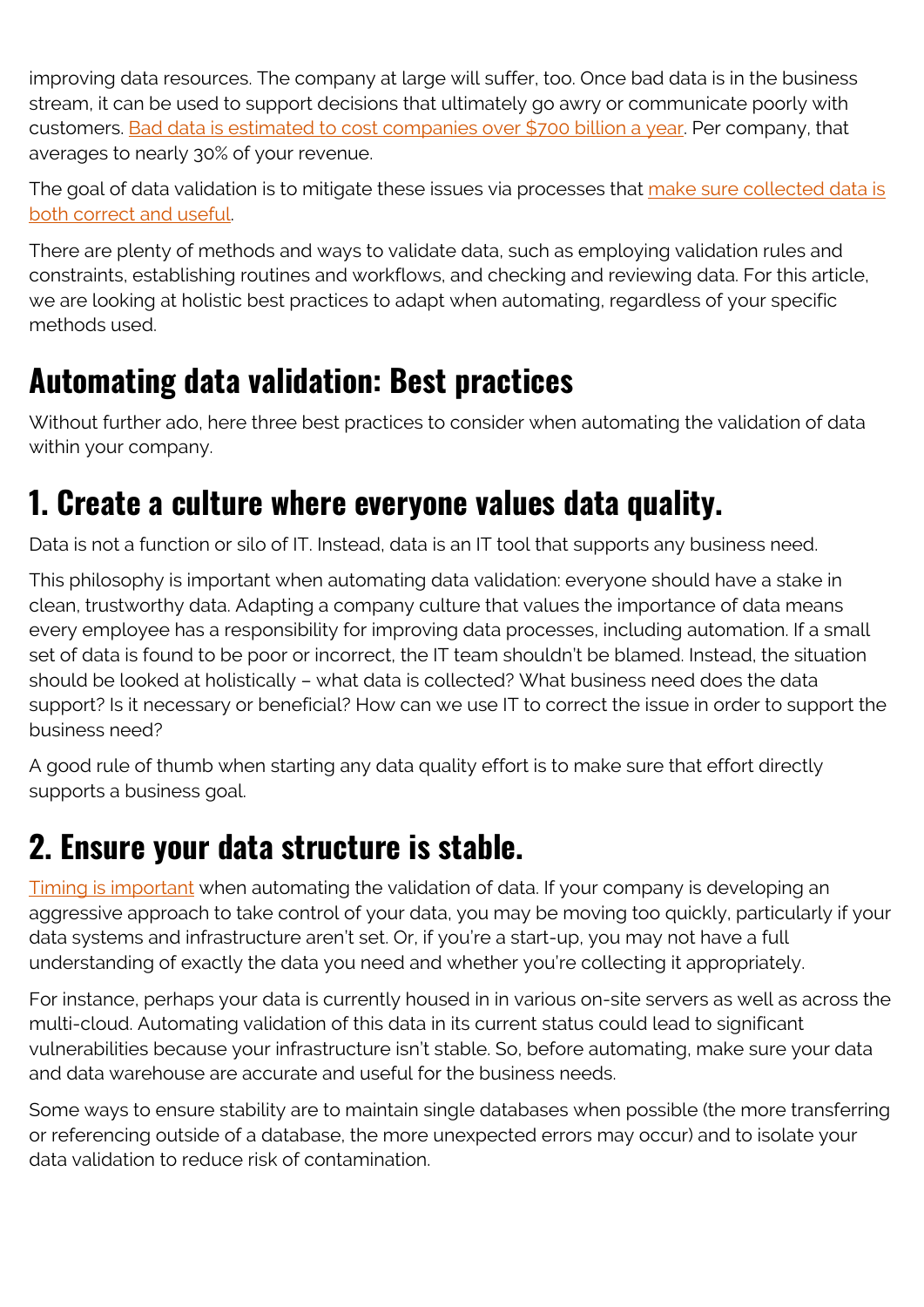improving data resources. The company at large will suffer, too. Once bad data is in the business stream, it can be used to support decisions that ultimately go awry or communicate poorly with customers. Bad data is estimated to cost companies over $700 billion a year. Per company, that averages to nearly 30% of your revenue.

The goal of data validation is to mitigate these issues via processes that make sure collected data is both correct and useful.

There are plenty of methods and ways to validate data, such as employing validation rules and constraints, establishing routines and workflows, and checking and reviewing data. For this article, we are looking at holistic best practices to adapt when automating, regardless of your specific methods used.

## Automating data validation: Best practices

Without further ado, here three best practices to consider when automating the validation of data within your company.

## 1. Create a culture where everyone values data quality.

Data is not a function or silo of IT. Instead, data is an IT tool that supports any business need.

This philosophy is important when automating data validation: everyone should have a stake in clean, trustworthy data. Adapting a company culture that values the importance of data means every employee has a responsibility for improving data processes, including automation. If a small set of data is found to be poor or incorrect, the IT team shouldn't be blamed. Instead, the situation should be looked at holistically – what data is collected? What business need does the data support? Is it necessary or beneficial? How can we use IT to correct the issue in order to support the business need?

A good rule of thumb when starting any data quality effort is to make sure that effort directly supports a business goal.

## 2. Ensure your data structure is stable.

Timing is important when automating the validation of data. If your company is developing an aggressive approach to take control of your data, you may be moving too quickly, particularly if your data systems and infrastructure aren't set. Or, if you're a start-up, you may not have a full understanding of exactly the data you need and whether you're collecting it appropriately.

For instance, perhaps your data is currently housed in in various on-site servers as well as across the multi-cloud. Automating validation of this data in its current status could lead to significant vulnerabilities because your infrastructure isn't stable. So, before automating, make sure your data and data warehouse are accurate and useful for the business needs.

Some ways to ensure stability are to maintain single databases when possible (the more transferring or referencing outside of a database, the more unexpected errors may occur) and to isolate your data validation to reduce risk of contamination.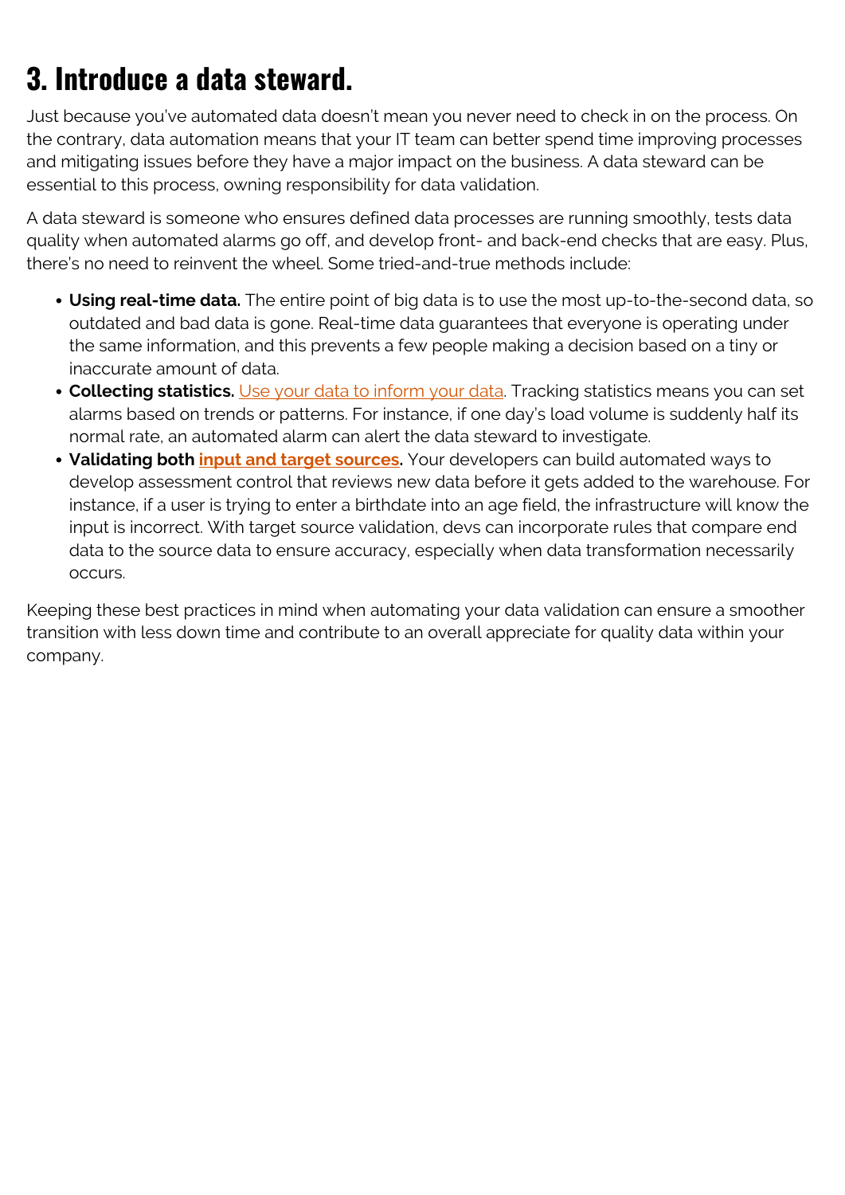# 3. Introduce a data steward.

Just because you've automated data doesn't mean you never need to check in on the process. On the contrary, data automation means that your IT team can better spend time improving processes and mitigating issues before they have a major impact on the business. A data steward can be essential to this process, owning responsibility for data validation.

A data steward is someone who ensures defined data processes are running smoothly, tests data quality when automated alarms go off, and develop front- and back-end checks that are easy. Plus, there's no need to reinvent the wheel. Some tried-and-true methods include:

- **Using real-time data.** The entire point of big data is to use the most up-to-the-second data, so outdated and bad data is gone. Real-time data guarantees that everyone is operating under the same information, and this prevents a few people making a decision based on a tiny or inaccurate amount of data.
- **Collecting statistics.** Use your data to inform your data. Tracking statistics means you can set alarms based on trends or patterns. For instance, if one day's load volume is suddenly half its normal rate, an automated alarm can alert the data steward to investigate.
- **Validating both input and target sources.** Your developers can build automated ways to develop assessment control that reviews new data before it gets added to the warehouse. For instance, if a user is trying to enter a birthdate into an age field, the infrastructure will know the input is incorrect. With target source validation, devs can incorporate rules that compare end data to the source data to ensure accuracy, especially when data transformation necessarily occurs.

Keeping these best practices in mind when automating your data validation can ensure a smoother transition with less down time and contribute to an overall appreciate for quality data within your company.